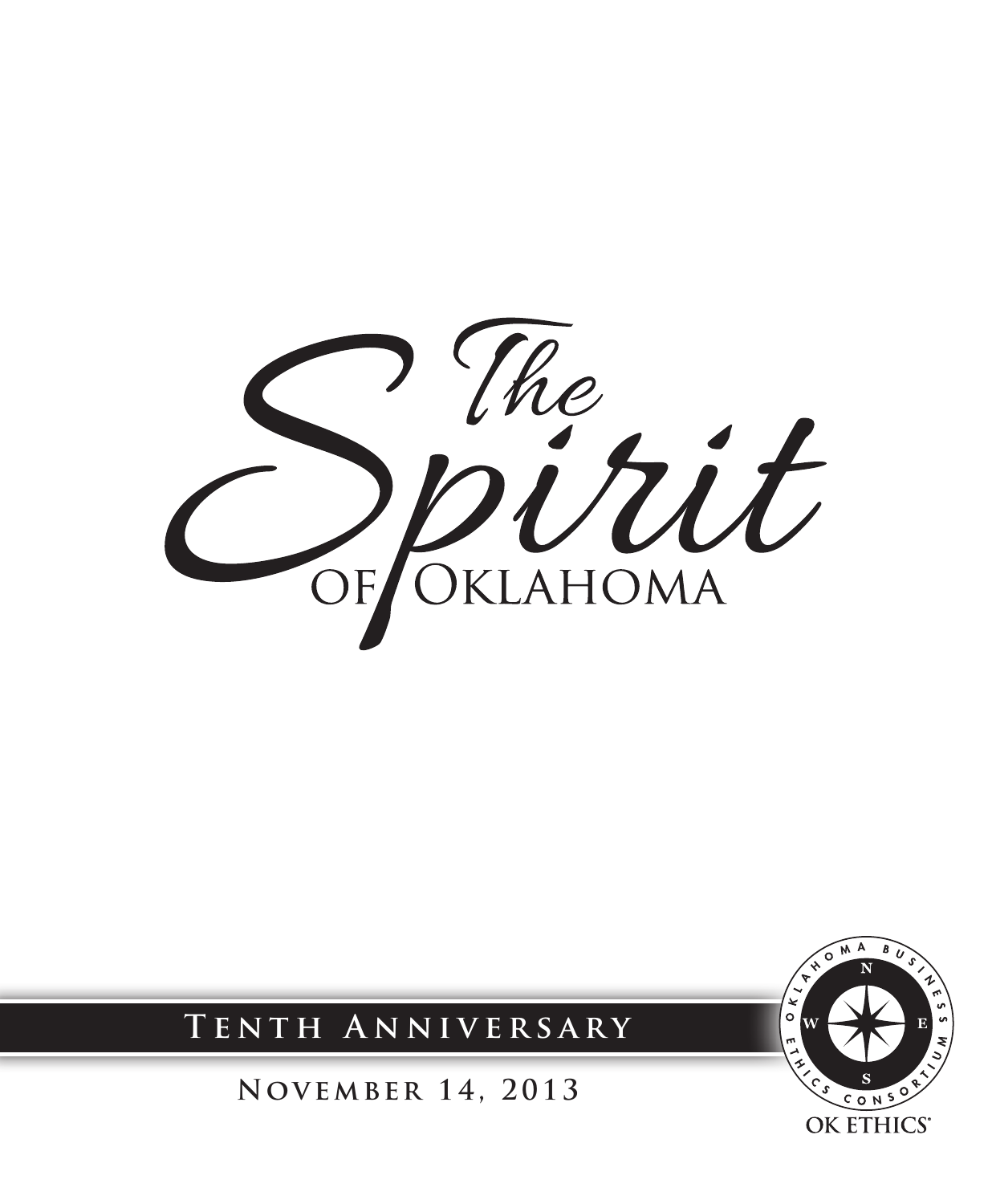# The Spirit of Oklahoma

## Tenth Anniversary

**November 14, 2013**

Oklahoma Business Ethics Consortium

N W E S

OK ETHICS®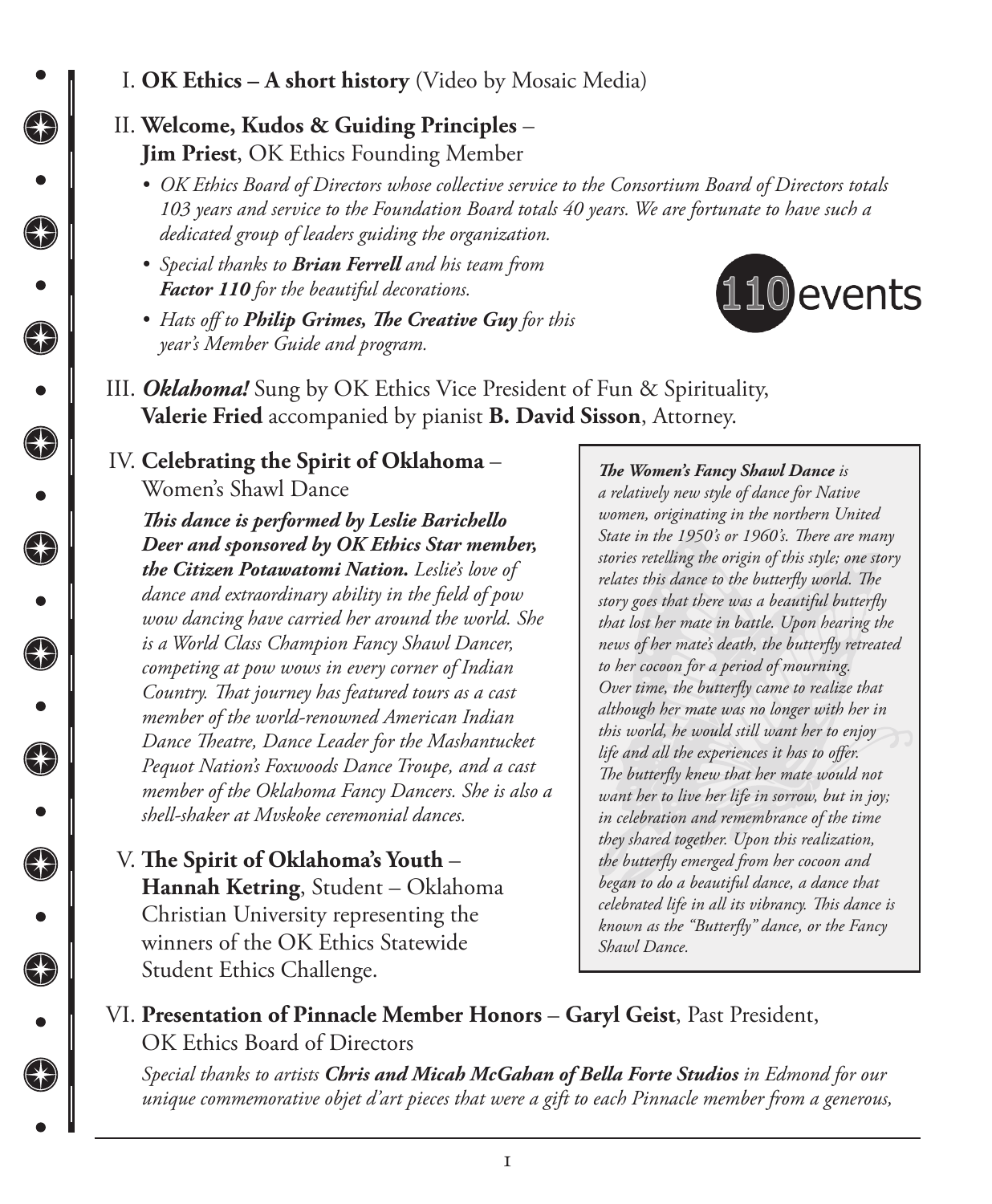I. **OK Ethics – A short history** (Video by Mosaic Media)

II. **Welcome, Kudos & Guiding Principles** – **Jim Priest**, OK Ethics Founding Member

- *OK Ethics Board of Directors whose collective service to the Consortium Board of Directors totals 103 years and service to the Foundation Board totals 40 years. We are fortunate to have such a dedicated group of leaders guiding the organization.*
- *Special thanks to **Brian Ferrell** and his team from **Factor 110** for the beautiful decorations.*
- *Hats off to **Philip Grimes, The Creative Guy** for this year's Member Guide and program.*

110 events

III. ***Oklahoma!*** Sung by OK Ethics Vice President of Fun & Spirituality, **Valerie Fried** accompanied by pianist **B. David Sisson**, Attorney.

IV. **Celebrating the Spirit of Oklahoma** – Women's Shawl Dance

***This dance is performed by Leslie Barichello Deer and sponsored by OK Ethics Star member, the Citizen Potawatomi Nation.*** *Leslie's love of dance and extraordinary ability in the field of pow wow dancing have carried her around the world. She is a World Class Champion Fancy Shawl Dancer, competing at pow wows in every corner of Indian Country. That journey has featured tours as a cast member of the world-renowned American Indian Dance Theatre, Dance Leader for the Mashantucket Pequot Nation's Foxwoods Dance Troupe, and a cast member of the Oklahoma Fancy Dancers. She is also a shell-shaker at Mvskoke ceremonial dances.*

***The Women's Fancy Shawl Dance*** *is a relatively new style of dance for Native women, originating in the northern United State in the 1950's or 1960's. There are many stories retelling the origin of this style; one story relates this dance to the butterfly world. The story goes that there was a beautiful butterfly that lost her mate in battle. Upon hearing the news of her mate's death, the butterfly retreated to her cocoon for a period of mourning. Over time, the butterfly came to realize that although her mate was no longer with her in this world, he would still want her to enjoy life and all the experiences it has to offer. The butterfly knew that her mate would not want her to live her life in sorrow, but in joy; in celebration and remembrance of the time they shared together. Upon this realization, the butterfly emerged from her cocoon and began to do a beautiful dance, a dance that celebrated life in all its vibrancy. This dance is known as the "Butterfly" dance, or the Fancy Shawl Dance.*

V. **The Spirit of Oklahoma's Youth** – **Hannah Ketring**, Student – Oklahoma Christian University representing the winners of the OK Ethics Statewide Student Ethics Challenge.

VI. **Presentation of Pinnacle Member Honors** – **Garyl Geist**, Past President, OK Ethics Board of Directors

*Special thanks to artists **Chris and Micah McGahan of Bella Forte Studios** in Edmond for our unique commemorative objet d'art pieces that were a gift to each Pinnacle member from a generous,*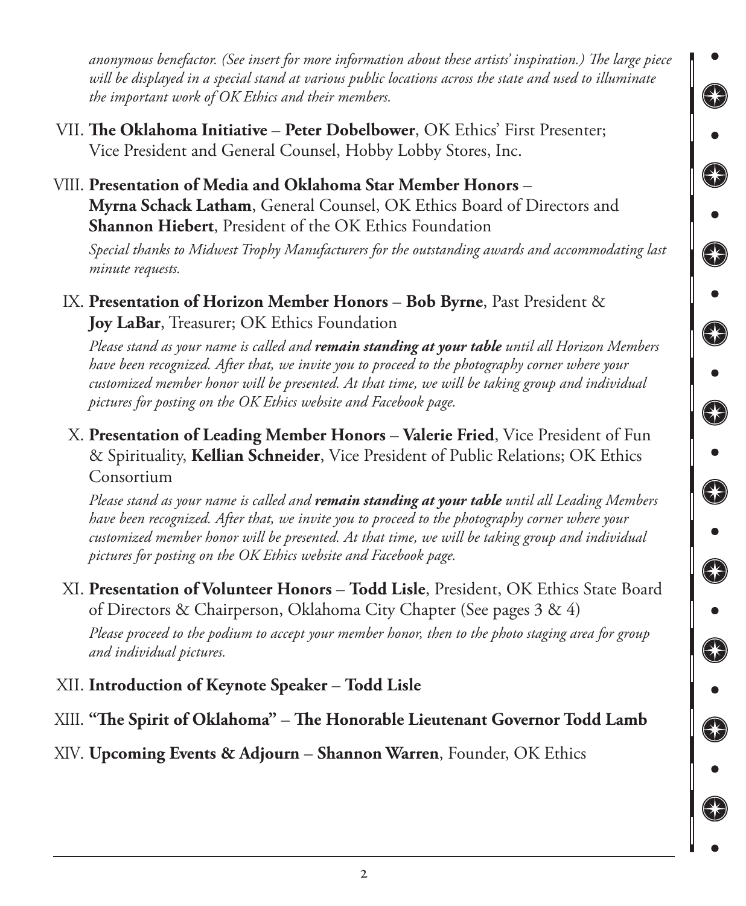*anonymous benefactor. (See insert for more information about these artists' inspiration.) The large piece will be displayed in a special stand at various public locations across the state and used to illuminate the important work of OK Ethics and their members.*

VII. **The Oklahoma Initiative** – **Peter Dobelbower**, OK Ethics' First Presenter; Vice President and General Counsel, Hobby Lobby Stores, Inc.

VIII. **Presentation of Media and Oklahoma Star Member Honors** – **Myrna Schack Latham**, General Counsel, OK Ethics Board of Directors and **Shannon Hiebert**, President of the OK Ethics Foundation

*Special thanks to Midwest Trophy Manufacturers for the outstanding awards and accommodating last minute requests.*

IX. **Presentation of Horizon Member Honors** – **Bob Byrne**, Past President & **Joy LaBar**, Treasurer; OK Ethics Foundation

*Please stand as your name is called and* ***remain standing at your table*** *until all Horizon Members have been recognized. After that, we invite you to proceed to the photography corner where your customized member honor will be presented. At that time, we will be taking group and individual pictures for posting on the OK Ethics website and Facebook page.*

X. **Presentation of Leading Member Honors** – **Valerie Fried**, Vice President of Fun & Spirituality, **Kellian Schneider**, Vice President of Public Relations; OK Ethics Consortium

*Please stand as your name is called and* ***remain standing at your table*** *until all Leading Members have been recognized. After that, we invite you to proceed to the photography corner where your customized member honor will be presented. At that time, we will be taking group and individual pictures for posting on the OK Ethics website and Facebook page.*

XI. **Presentation of Volunteer Honors** – **Todd Lisle**, President, OK Ethics State Board of Directors & Chairperson, Oklahoma City Chapter (See pages 3 & 4)

*Please proceed to the podium to accept your member honor, then to the photo staging area for group and individual pictures.*

XII. **Introduction of Keynote Speaker** – **Todd Lisle**

XIII. **"The Spirit of Oklahoma"** – **The Honorable Lieutenant Governor Todd Lamb**

XIV. **Upcoming Events & Adjourn** – **Shannon Warren**, Founder, OK Ethics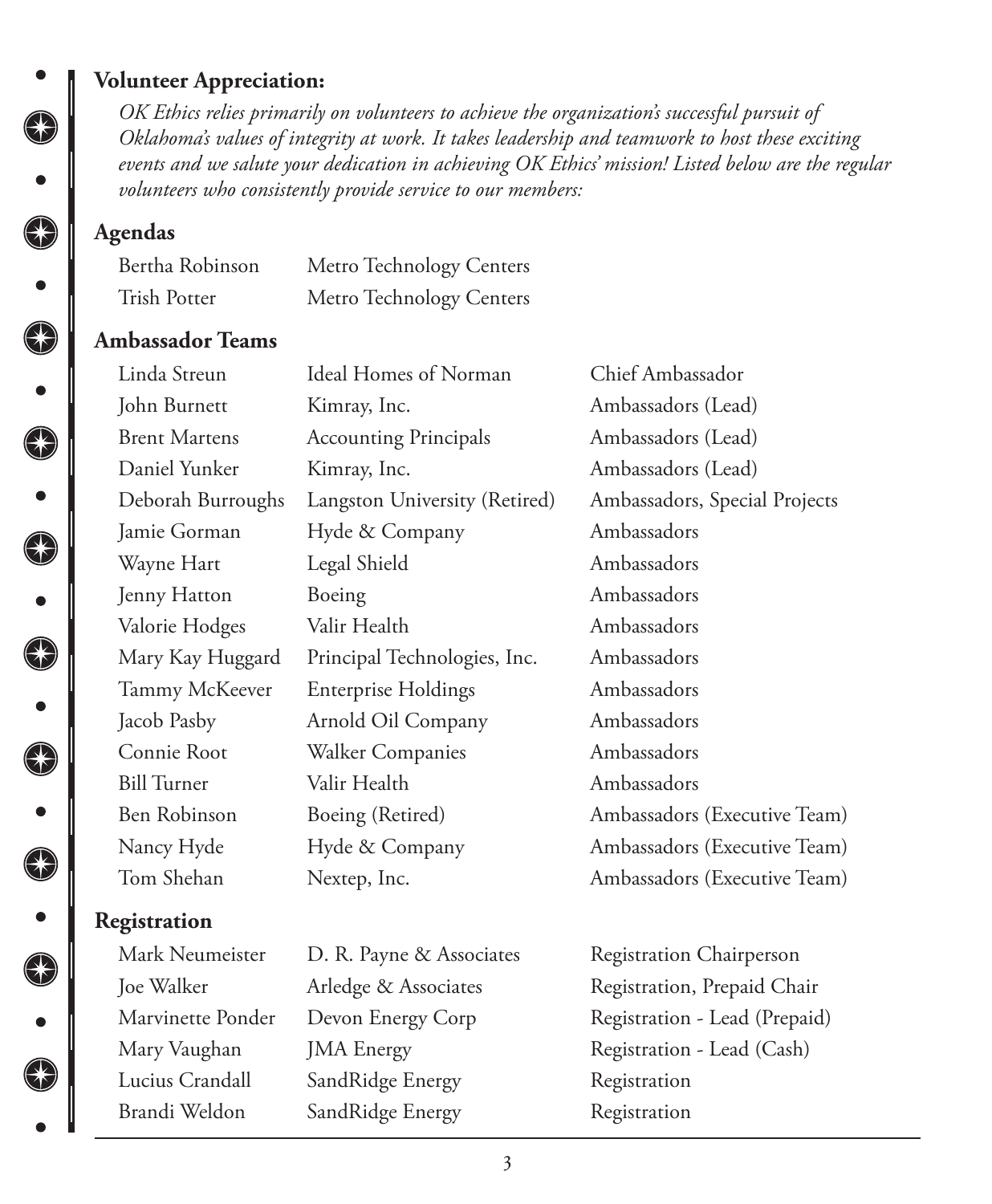## Volunteer Appreciation:

*OK Ethics relies primarily on volunteers to achieve the organization's successful pursuit of Oklahoma's values of integrity at work. It takes leadership and teamwork to host these exciting events and we salute your dedication in achieving OK Ethics' mission! Listed below are the regular volunteers who consistently provide service to our members:*

### Agendas

| | |
|---|---|
| Bertha Robinson | Metro Technology Centers |
| Trish Potter | Metro Technology Centers |

### Ambassador Teams

| | | |
|---|---|---|
| Linda Streun | Ideal Homes of Norman | Chief Ambassador |
| John Burnett | Kimray, Inc. | Ambassadors (Lead) |
| Brent Martens | Accounting Principals | Ambassadors (Lead) |
| Daniel Yunker | Kimray, Inc. | Ambassadors (Lead) |
| Deborah Burroughs | Langston University (Retired) | Ambassadors, Special Projects |
| Jamie Gorman | Hyde & Company | Ambassadors |
| Wayne Hart | Legal Shield | Ambassadors |
| Jenny Hatton | Boeing | Ambassadors |
| Valorie Hodges | Valir Health | Ambassadors |
| Mary Kay Huggard | Principal Technologies, Inc. | Ambassadors |
| Tammy McKeever | Enterprise Holdings | Ambassadors |
| Jacob Pasby | Arnold Oil Company | Ambassadors |
| Connie Root | Walker Companies | Ambassadors |
| Bill Turner | Valir Health | Ambassadors |
| Ben Robinson | Boeing (Retired) | Ambassadors (Executive Team) |
| Nancy Hyde | Hyde & Company | Ambassadors (Executive Team) |
| Tom Shehan | Nextep, Inc. | Ambassadors (Executive Team) |

### Registration

| | | |
|---|---|---|
| Mark Neumeister | D. R. Payne & Associates | Registration Chairperson |
| Joe Walker | Arledge & Associates | Registration, Prepaid Chair |
| Marvinette Ponder | Devon Energy Corp | Registration - Lead (Prepaid) |
| Mary Vaughan | JMA Energy | Registration - Lead (Cash) |
| Lucius Crandall | SandRidge Energy | Registration |
| Brandi Weldon | SandRidge Energy | Registration |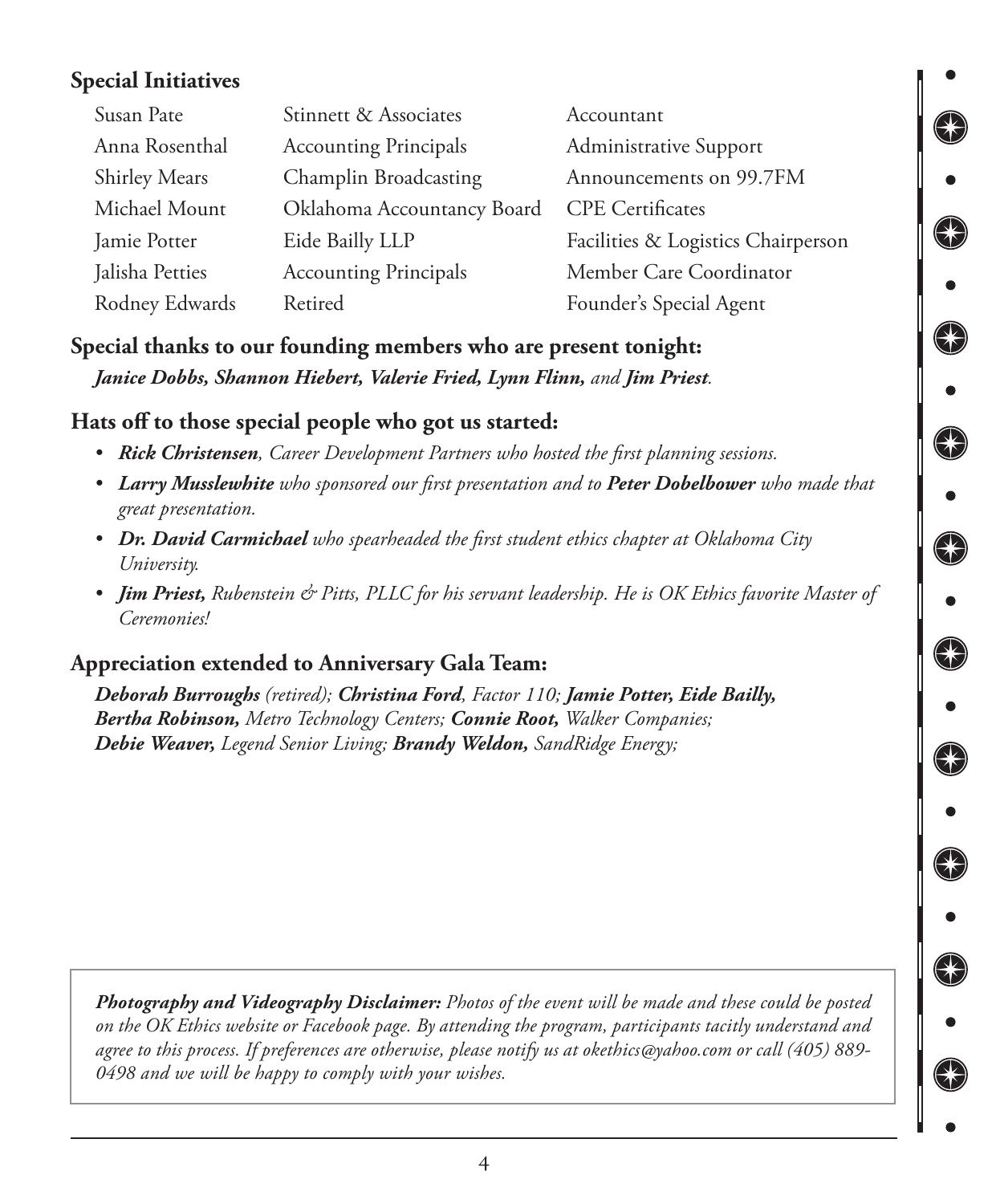## Special Initiatives

| | | |
|---|---|---|
| Susan Pate | Stinnett & Associates | Accountant |
| Anna Rosenthal | Accounting Principals | Administrative Support |
| Shirley Mears | Champlin Broadcasting | Announcements on 99.7FM |
| Michael Mount | Oklahoma Accountancy Board | CPE Certificates |
| Jamie Potter | Eide Bailly LLP | Facilities & Logistics Chairperson |
| Jalisha Petties | Accounting Principals | Member Care Coordinator |
| Rodney Edwards | Retired | Founder's Special Agent |

## Special thanks to our founding members who are present tonight:

***Janice Dobbs, Shannon Hiebert, Valerie Fried, Lynn Flinn,*** *and* ***Jim Priest****.*

## Hats off to those special people who got us started:

- ***Rick Christensen****, Career Development Partners who hosted the first planning sessions.*
- ***Larry Musslewhite*** *who sponsored our first presentation and to* ***Peter Dobelbower*** *who made that great presentation.*
- ***Dr. David Carmichael*** *who spearheaded the first student ethics chapter at Oklahoma City University.*
- ***Jim Priest,*** *Rubenstein & Pitts, PLLC for his servant leadership. He is OK Ethics favorite Master of Ceremonies!*

## Appreciation extended to Anniversary Gala Team:

***Deborah Burroughs*** *(retired);* ***Christina Ford****, Factor 110;* ***Jamie Potter, Eide Bailly, Bertha Robinson,*** *Metro Technology Centers;* ***Connie Root,*** *Walker Companies;* ***Debie Weaver,*** *Legend Senior Living;* ***Brandy Weldon,*** *SandRidge Energy;*

***Photography and Videography Disclaimer:*** *Photos of the event will be made and these could be posted on the OK Ethics website or Facebook page. By attending the program, participants tacitly understand and agree to this process. If preferences are otherwise, please notify us at okethics@yahoo.com or call (405) 889-0498 and we will be happy to comply with your wishes.*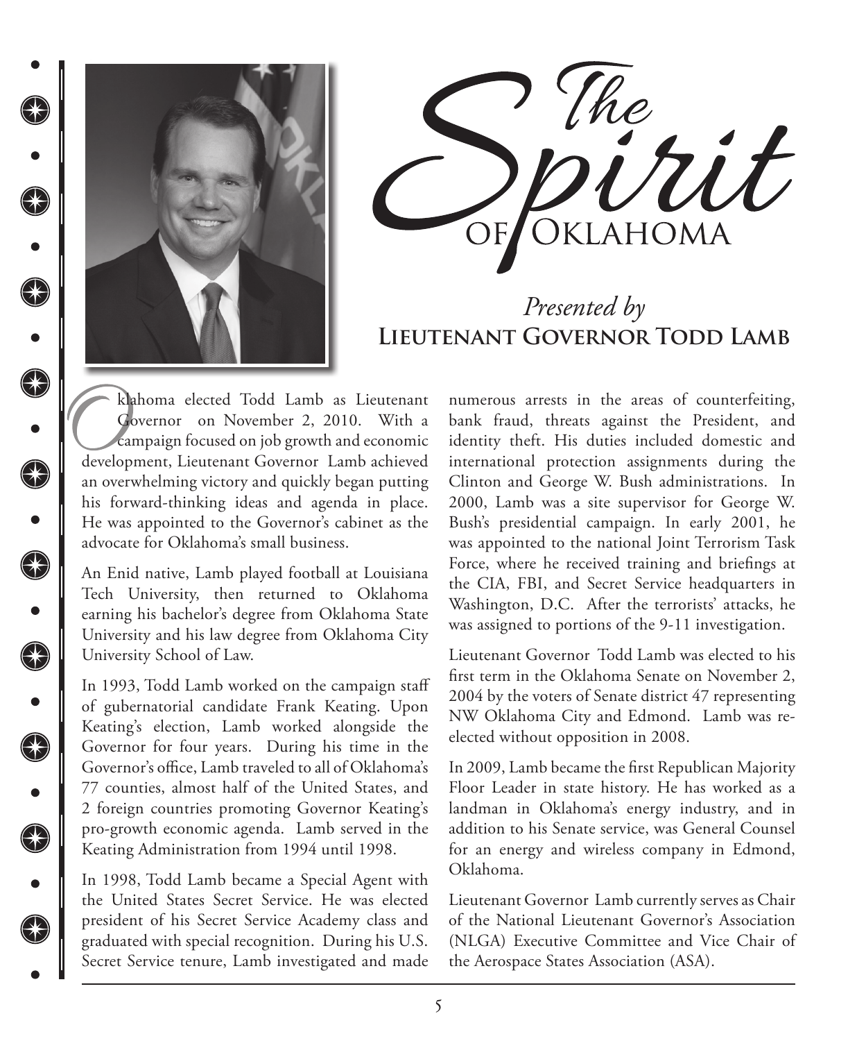# The Spirit of Oklahoma

*Presented by*

## Lieutenant Governor Todd Lamb

Oklahoma elected Todd Lamb as Lieutenant Governor on November 2, 2010. With a campaign focused on job growth and economic development, Lieutenant Governor Lamb achieved an overwhelming victory and quickly began putting his forward-thinking ideas and agenda in place. He was appointed to the Governor's cabinet as the advocate for Oklahoma's small business.

An Enid native, Lamb played football at Louisiana Tech University, then returned to Oklahoma earning his bachelor's degree from Oklahoma State University and his law degree from Oklahoma City University School of Law.

In 1993, Todd Lamb worked on the campaign staff of gubernatorial candidate Frank Keating. Upon Keating's election, Lamb worked alongside the Governor for four years. During his time in the Governor's office, Lamb traveled to all of Oklahoma's 77 counties, almost half of the United States, and 2 foreign countries promoting Governor Keating's pro-growth economic agenda. Lamb served in the Keating Administration from 1994 until 1998.

In 1998, Todd Lamb became a Special Agent with the United States Secret Service. He was elected president of his Secret Service Academy class and graduated with special recognition. During his U.S. Secret Service tenure, Lamb investigated and made numerous arrests in the areas of counterfeiting, bank fraud, threats against the President, and identity theft. His duties included domestic and international protection assignments during the Clinton and George W. Bush administrations. In 2000, Lamb was a site supervisor for George W. Bush's presidential campaign. In early 2001, he was appointed to the national Joint Terrorism Task Force, where he received training and briefings at the CIA, FBI, and Secret Service headquarters in Washington, D.C. After the terrorists' attacks, he was assigned to portions of the 9-11 investigation.

Lieutenant Governor Todd Lamb was elected to his first term in the Oklahoma Senate on November 2, 2004 by the voters of Senate district 47 representing NW Oklahoma City and Edmond. Lamb was re-elected without opposition in 2008.

In 2009, Lamb became the first Republican Majority Floor Leader in state history. He has worked as a landman in Oklahoma's energy industry, and in addition to his Senate service, was General Counsel for an energy and wireless company in Edmond, Oklahoma.

Lieutenant Governor Lamb currently serves as Chair of the National Lieutenant Governor's Association (NLGA) Executive Committee and Vice Chair of the Aerospace States Association (ASA).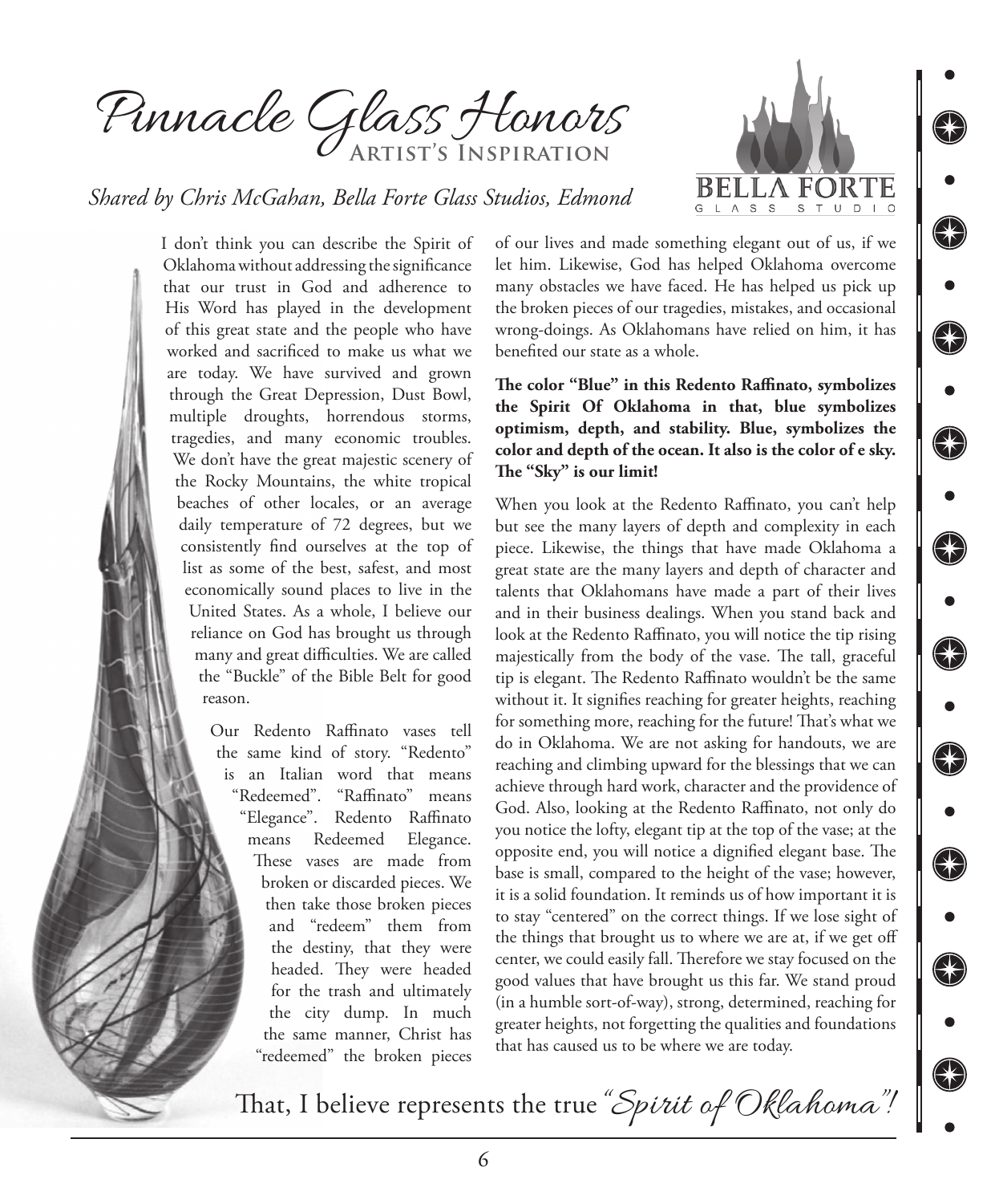# Pinnacle Glass Honors

## Artist's Inspiration

*Shared by Chris McGahan, Bella Forte Glass Studios, Edmond*

BELLA FORTE GLASS STUDIO

I don't think you can describe the Spirit of Oklahoma without addressing the significance that our trust in God and adherence to His Word has played in the development of this great state and the people who have worked and sacrificed to make us what we are today. We have survived and grown through the Great Depression, Dust Bowl, multiple droughts, horrendous storms, tragedies, and many economic troubles. We don't have the great majestic scenery of the Rocky Mountains, the white tropical beaches of other locales, or an average daily temperature of 72 degrees, but we consistently find ourselves at the top of list as some of the best, safest, and most economically sound places to live in the United States. As a whole, I believe our reliance on God has brought us through many and great difficulties. We are called the "Buckle" of the Bible Belt for good reason.

Our Redento Raffinato vases tell the same kind of story. "Redento" is an Italian word that means "Redeemed". "Raffinato" means "Elegance". Redento Raffinato means Redeemed Elegance. These vases are made from broken or discarded pieces. We then take those broken pieces and "redeem" them from the destiny, that they were headed. They were headed for the trash and ultimately the city dump. In much the same manner, Christ has "redeemed" the broken pieces of our lives and made something elegant out of us, if we let him. Likewise, God has helped Oklahoma overcome many obstacles we have faced. He has helped us pick up the broken pieces of our tragedies, mistakes, and occasional wrong-doings. As Oklahomans have relied on him, it has benefited our state as a whole.

**The color "Blue" in this Redento Raffinato, symbolizes the Spirit Of Oklahoma in that, blue symbolizes optimism, depth, and stability. Blue, symbolizes the color and depth of the ocean. It also is the color of e sky. The "Sky" is our limit!**

When you look at the Redento Raffinato, you can't help but see the many layers of depth and complexity in each piece. Likewise, the things that have made Oklahoma a great state are the many layers and depth of character and talents that Oklahomans have made a part of their lives and in their business dealings. When you stand back and look at the Redento Raffinato, you will notice the tip rising majestically from the body of the vase. The tall, graceful tip is elegant. The Redento Raffinato wouldn't be the same without it. It signifies reaching for greater heights, reaching for something more, reaching for the future! That's what we do in Oklahoma. We are not asking for handouts, we are reaching and climbing upward for the blessings that we can achieve through hard work, character and the providence of God. Also, looking at the Redento Raffinato, not only do you notice the lofty, elegant tip at the top of the vase; at the opposite end, you will notice a dignified elegant base. The base is small, compared to the height of the vase; however, it is a solid foundation. It reminds us of how important it is to stay "centered" on the correct things. If we lose sight of the things that brought us to where we are at, if we get off center, we could easily fall. Therefore we stay focused on the good values that have brought us this far. We stand proud (in a humble sort-of-way), strong, determined, reaching for greater heights, not forgetting the qualities and foundations that has caused us to be where we are today.

That, I believe represents the true *"Spirit of Oklahoma"!*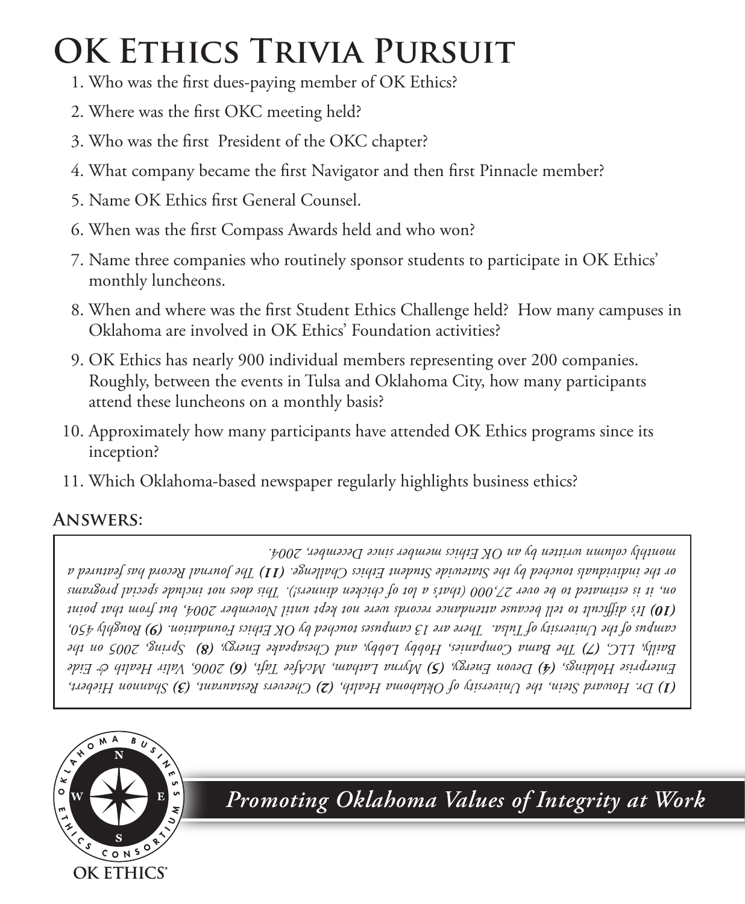# OK Ethics Trivia Pursuit

1. Who was the first dues-paying member of OK Ethics?
2. Where was the first OKC meeting held?
3. Who was the first President of the OKC chapter?
4. What company became the first Navigator and then first Pinnacle member?
5. Name OK Ethics first General Counsel.
6. When was the first Compass Awards held and who won?
7. Name three companies who routinely sponsor students to participate in OK Ethics' monthly luncheons.
8. When and where was the first Student Ethics Challenge held? How many campuses in Oklahoma are involved in OK Ethics' Foundation activities?
9. OK Ethics has nearly 900 individual members representing over 200 companies. Roughly, between the events in Tulsa and Oklahoma City, how many participants attend these luncheons on a monthly basis?
10. Approximately how many participants have attended OK Ethics programs since its inception?
11. Which Oklahoma-based newspaper regularly highlights business ethics?

## Answers:

*(**1**) Dr. Howard Stein, the University of Oklahoma Health, (**2**) Cheevers Restaurant, (**3**) Shannon Hiebert, Enterprise Holdings, (**4**) Devon Energy, (**5**) Myrna Latham, McAfee Taft, (**6**) 2006, Valir Health & Eide Bailly, LLC, (**7**) The Bama Companies, Hobby Lobby, and Chesapeake Energy, (**8**) Spring, 2005 on the campus of the University of Tulsa. There are 13 campuses touched by OK Ethics Foundation. (**9**) Roughly 450, (**10**) It's difficult to tell because attendance records were not kept until November 2004, but from that point on, it is estimated to be over 27,000 (that's a lot of chicken dinners!). This does not include special programs or the individuals touched by the Statewide Student Ethics Challenge. (**11**) The Journal Record has featured a monthly column written by an OK Ethics member since December, 2004.*

Oklahoma Business Ethics Consortium

OK ETHICS®

*Promoting Oklahoma Values of Integrity at Work*